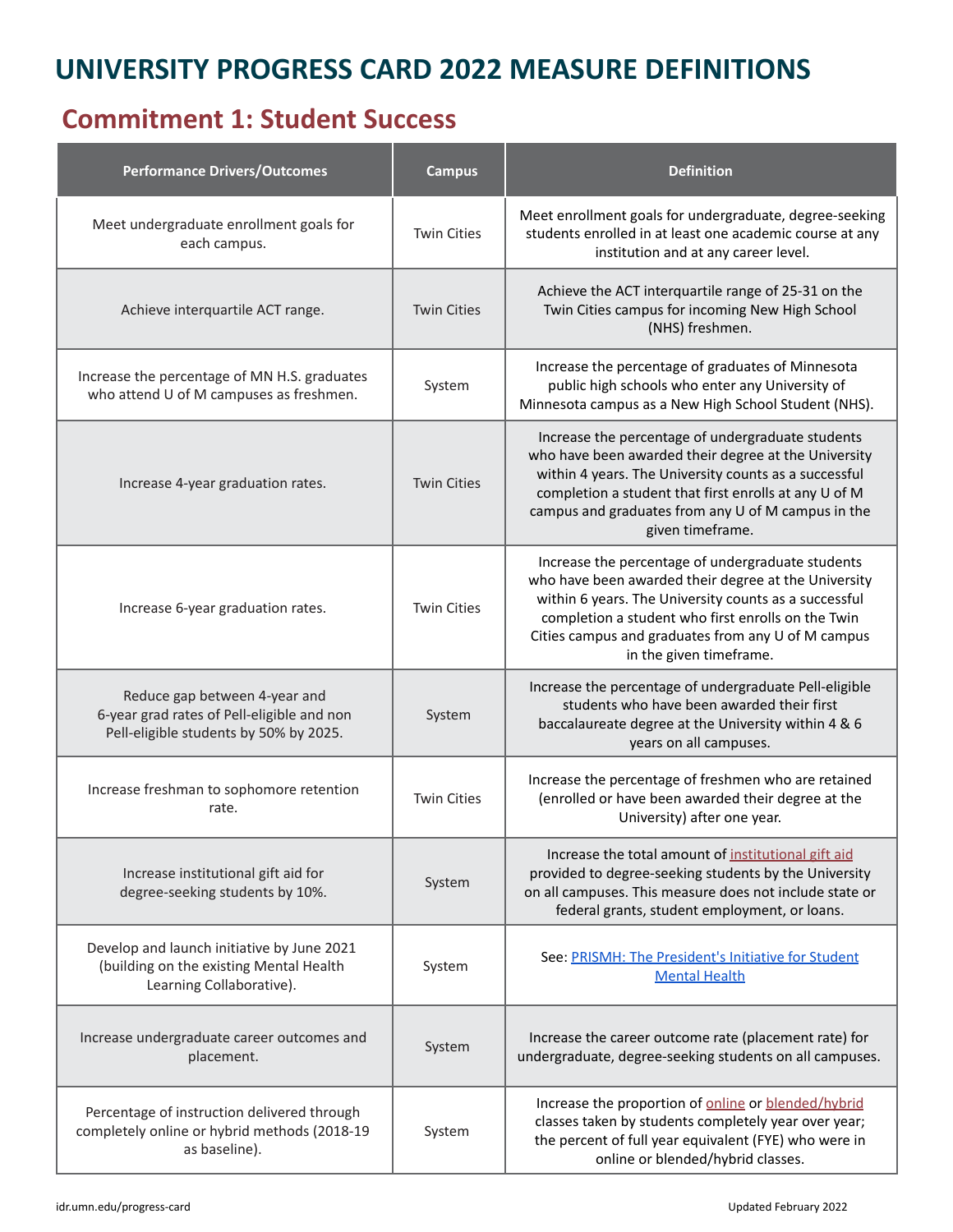# UNIVERSITY PROGRESS CARD 2022 MEASURE DEFINITIONS

## Commitment 1: Student Success

| Performance Drivers/Outcomes | Campus | Definition |
|---|---|---|
| Meet undergraduate enrollment goals for each campus. | Twin Cities | Meet enrollment goals for undergraduate, degree-seeking students enrolled in at least one academic course at any institution and at any career level. |
| Achieve interquartile ACT range. | Twin Cities | Achieve the ACT interquartile range of 25-31 on the Twin Cities campus for incoming New High School (NHS) freshmen. |
| Increase the percentage of MN H.S. graduates who attend U of M campuses as freshmen. | System | Increase the percentage of graduates of Minnesota public high schools who enter any University of Minnesota campus as a New High School Student (NHS). |
| Increase 4-year graduation rates. | Twin Cities | Increase the percentage of undergraduate students who have been awarded their degree at the University within 4 years. The University counts as a successful completion a student that first enrolls at any U of M campus and graduates from any U of M campus in the given timeframe. |
| Increase 6-year graduation rates. | Twin Cities | Increase the percentage of undergraduate students who have been awarded their degree at the University within 6 years. The University counts as a successful completion a student who first enrolls on the Twin Cities campus and graduates from any U of M campus in the given timeframe. |
| Reduce gap between 4-year and 6-year grad rates of Pell-eligible and non Pell-eligible students by 50% by 2025. | System | Increase the percentage of undergraduate Pell-eligible students who have been awarded their first baccalaureate degree at the University within 4 & 6 years on all campuses. |
| Increase freshman to sophomore retention rate. | Twin Cities | Increase the percentage of freshmen who are retained (enrolled or have been awarded their degree at the University) after one year. |
| Increase institutional gift aid for degree-seeking students by 10%. | System | Increase the total amount of institutional gift aid provided to degree-seeking students by the University on all campuses. This measure does not include state or federal grants, student employment, or loans. |
| Develop and launch initiative by June 2021 (building on the existing Mental Health Learning Collaborative). | System | See: PRISMH: The President's Initiative for Student Mental Health |
| Increase undergraduate career outcomes and placement. | System | Increase the career outcome rate (placement rate) for undergraduate, degree-seeking students on all campuses. |
| Percentage of instruction delivered through completely online or hybrid methods (2018-19 as baseline). | System | Increase the proportion of online or blended/hybrid classes taken by students completely year over year; the percent of full year equivalent (FYE) who were in online or blended/hybrid classes. |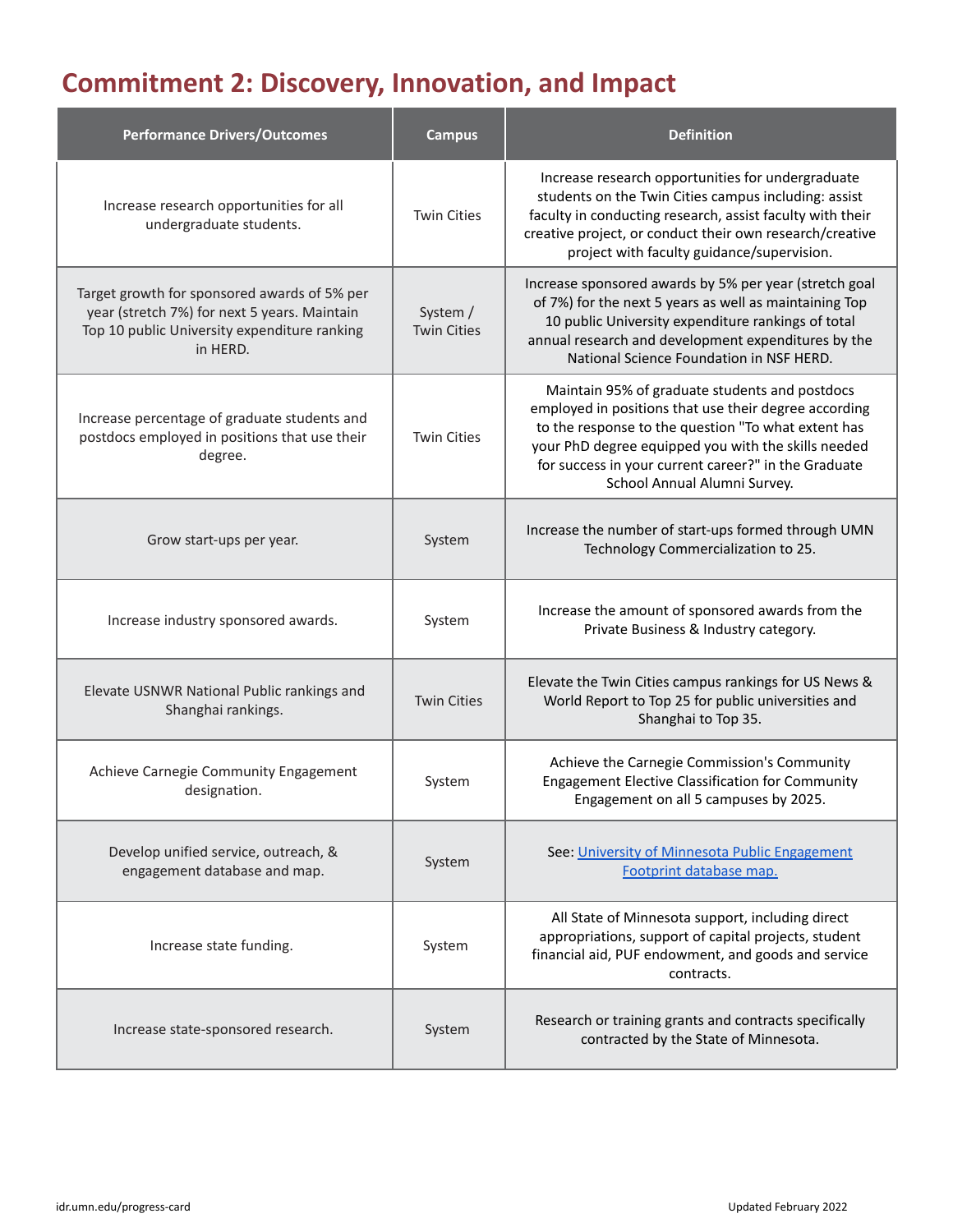## Commitment 2: Discovery, Innovation, and Impact

| Performance Drivers/Outcomes | Campus | Definition |
|---|---|---|
| Increase research opportunities for all undergraduate students. | Twin Cities | Increase research opportunities for undergraduate students on the Twin Cities campus including: assist faculty in conducting research, assist faculty with their creative project, or conduct their own research/creative project with faculty guidance/supervision. |
| Target growth for sponsored awards of 5% per year (stretch 7%) for next 5 years. Maintain Top 10 public University expenditure ranking in HERD. | System / Twin Cities | Increase sponsored awards by 5% per year (stretch goal of 7%) for the next 5 years as well as maintaining Top 10 public University expenditure rankings of total annual research and development expenditures by the National Science Foundation in NSF HERD. |
| Increase percentage of graduate students and postdocs employed in positions that use their degree. | Twin Cities | Maintain 95% of graduate students and postdocs employed in positions that use their degree according to the response to the question "To what extent has your PhD degree equipped you with the skills needed for success in your current career?" in the Graduate School Annual Alumni Survey. |
| Grow start-ups per year. | System | Increase the number of start-ups formed through UMN Technology Commercialization to 25. |
| Increase industry sponsored awards. | System | Increase the amount of sponsored awards from the Private Business & Industry category. |
| Elevate USNWR National Public rankings and Shanghai rankings. | Twin Cities | Elevate the Twin Cities campus rankings for US News & World Report to Top 25 for public universities and Shanghai to Top 35. |
| Achieve Carnegie Community Engagement designation. | System | Achieve the Carnegie Commission's Community Engagement Elective Classification for Community Engagement on all 5 campuses by 2025. |
| Develop unified service, outreach, & engagement database and map. | System | See: University of Minnesota Public Engagement Footprint database map. |
| Increase state funding. | System | All State of Minnesota support, including direct appropriations, support of capital projects, student financial aid, PUF endowment, and goods and service contracts. |
| Increase state-sponsored research. | System | Research or training grants and contracts specifically contracted by the State of Minnesota. |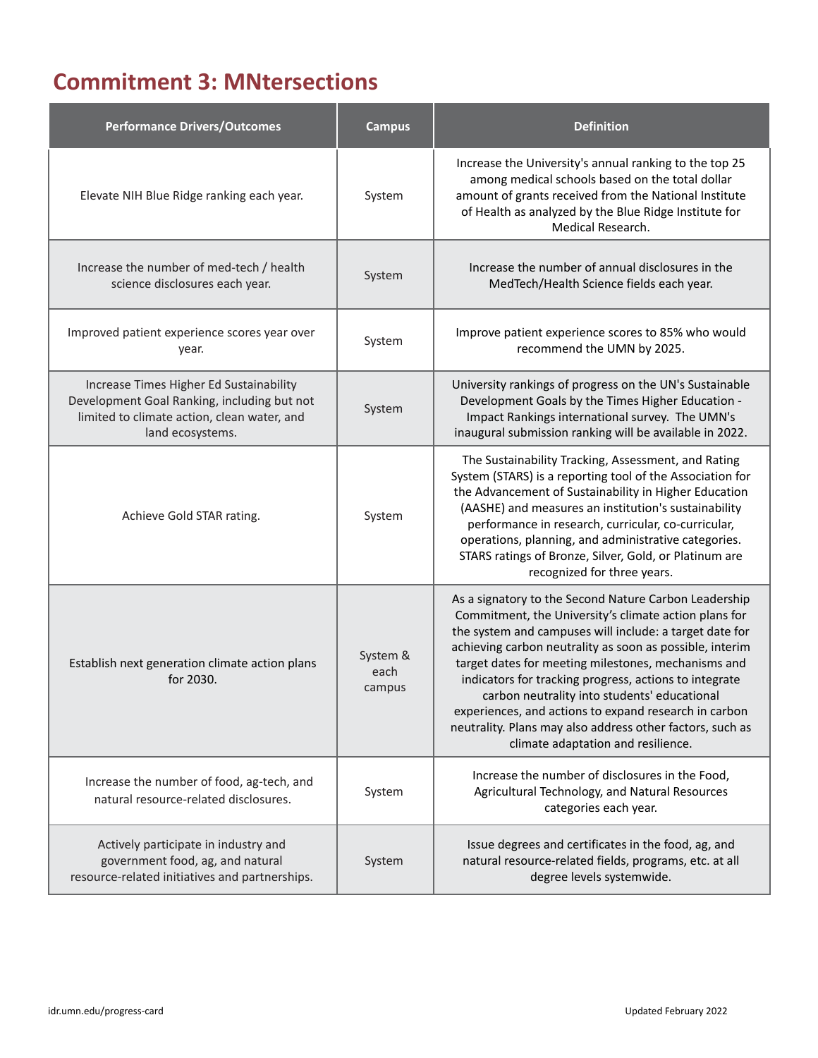## Commitment 3: MNtersections

| Performance Drivers/Outcomes | Campus | Definition |
|---|---|---|
| Elevate NIH Blue Ridge ranking each year. | System | Increase the University's annual ranking to the top 25 among medical schools based on the total dollar amount of grants received from the National Institute of Health as analyzed by the Blue Ridge Institute for Medical Research. |
| Increase the number of med-tech / health science disclosures each year. | System | Increase the number of annual disclosures in the MedTech/Health Science fields each year. |
| Improved patient experience scores year over year. | System | Improve patient experience scores to 85% who would recommend the UMN by 2025. |
| Increase Times Higher Ed Sustainability Development Goal Ranking, including but not limited to climate action, clean water, and land ecosystems. | System | University rankings of progress on the UN's Sustainable Development Goals by the Times Higher Education - Impact Rankings international survey. The UMN's inaugural submission ranking will be available in 2022. |
| Achieve Gold STAR rating. | System | The Sustainability Tracking, Assessment, and Rating System (STARS) is a reporting tool of the Association for the Advancement of Sustainability in Higher Education (AASHE) and measures an institution's sustainability performance in research, curricular, co-curricular, operations, planning, and administrative categories. STARS ratings of Bronze, Silver, Gold, or Platinum are recognized for three years. |
| Establish next generation climate action plans for 2030. | System & each campus | As a signatory to the Second Nature Carbon Leadership Commitment, the University's climate action plans for the system and campuses will include: a target date for achieving carbon neutrality as soon as possible, interim target dates for meeting milestones, mechanisms and indicators for tracking progress, actions to integrate carbon neutrality into students' educational experiences, and actions to expand research in carbon neutrality. Plans may also address other factors, such as climate adaptation and resilience. |
| Increase the number of food, ag-tech, and natural resource-related disclosures. | System | Increase the number of disclosures in the Food, Agricultural Technology, and Natural Resources categories each year. |
| Actively participate in industry and government food, ag, and natural resource-related initiatives and partnerships. | System | Issue degrees and certificates in the food, ag, and natural resource-related fields, programs, etc. at all degree levels systemwide. |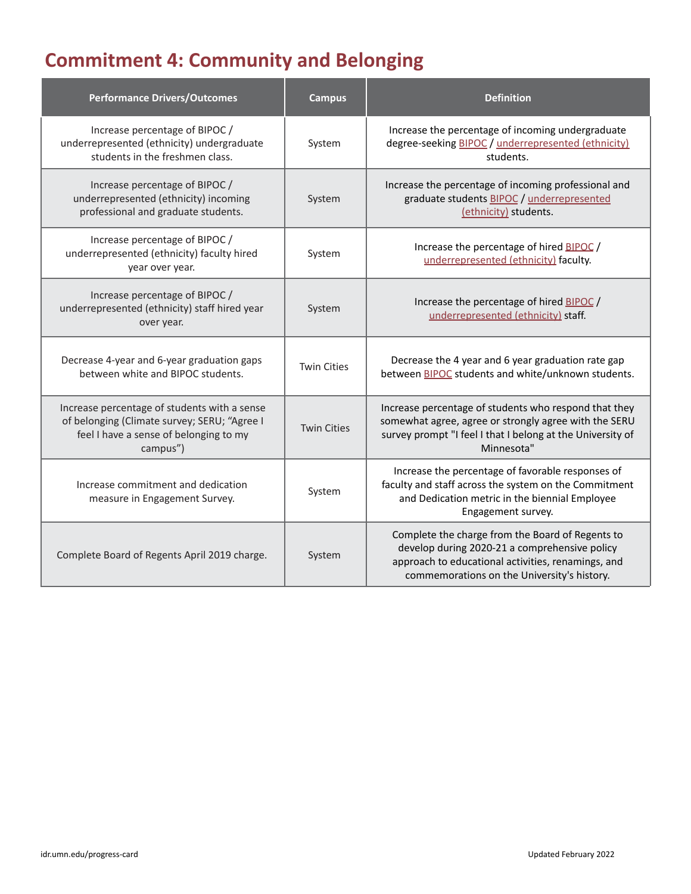# Commitment 4: Community and Belonging

| Performance Drivers/Outcomes | Campus | Definition |
| --- | --- | --- |
| Increase percentage of BIPOC / underrepresented (ethnicity) undergraduate students in the freshmen class. | System | Increase the percentage of incoming undergraduate degree-seeking BIPOC / underrepresented (ethnicity) students. |
| Increase percentage of BIPOC / underrepresented (ethnicity) incoming professional and graduate students. | System | Increase the percentage of incoming professional and graduate students BIPOC / underrepresented (ethnicity) students. |
| Increase percentage of BIPOC / underrepresented (ethnicity) faculty hired year over year. | System | Increase the percentage of hired BIPOC / underrepresented (ethnicity) faculty. |
| Increase percentage of BIPOC / underrepresented (ethnicity) staff hired year over year. | System | Increase the percentage of hired BIPOC / underrepresented (ethnicity) staff. |
| Decrease 4-year and 6-year graduation gaps between white and BIPOC students. | Twin Cities | Decrease the 4 year and 6 year graduation rate gap between BIPOC students and white/unknown students. |
| Increase percentage of students with a sense of belonging (Climate survey; SERU; "Agree I feel I have a sense of belonging to my campus") | Twin Cities | Increase percentage of students who respond that they somewhat agree, agree or strongly agree with the SERU survey prompt "I feel I that I belong at the University of Minnesota" |
| Increase commitment and dedication measure in Engagement Survey. | System | Increase the percentage of favorable responses of faculty and staff across the system on the Commitment and Dedication metric in the biennial Employee Engagement survey. |
| Complete Board of Regents April 2019 charge. | System | Complete the charge from the Board of Regents to develop during 2020-21 a comprehensive policy approach to educational activities, renamings, and commemorations on the University's history. |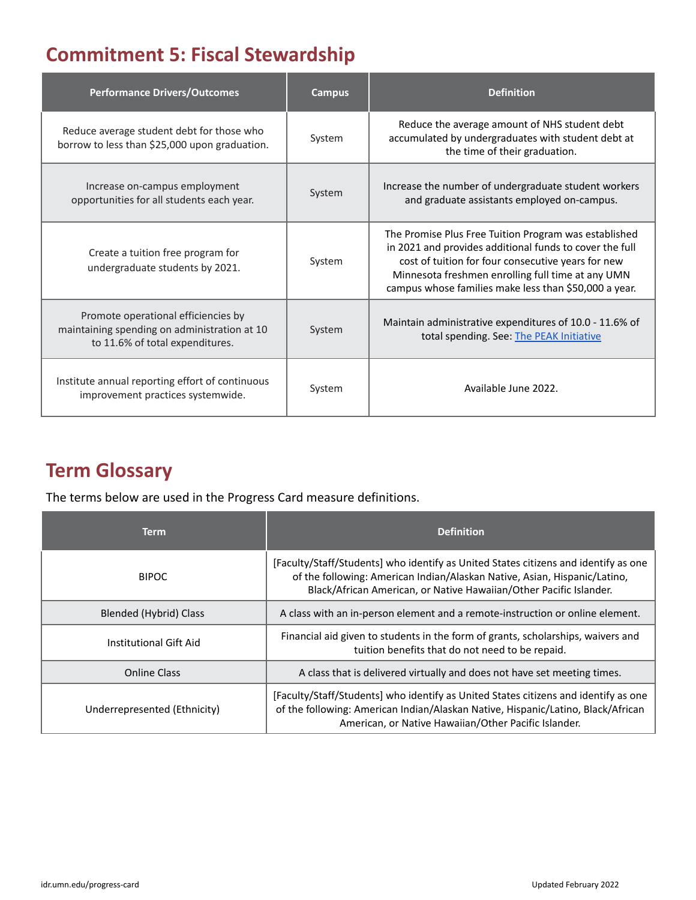## Commitment 5: Fiscal Stewardship

| Performance Drivers/Outcomes | Campus | Definition |
|---|---|---|
| Reduce average student debt for those who borrow to less than $25,000 upon graduation. | System | Reduce the average amount of NHS student debt accumulated by undergraduates with student debt at the time of their graduation. |
| Increase on-campus employment opportunities for all students each year. | System | Increase the number of undergraduate student workers and graduate assistants employed on-campus. |
| Create a tuition free program for undergraduate students by 2021. | System | The Promise Plus Free Tuition Program was established in 2021 and provides additional funds to cover the full cost of tuition for four consecutive years for new Minnesota freshmen enrolling full time at any UMN campus whose families make less than $50,000 a year. |
| Promote operational efficiencies by maintaining spending on administration at 10 to 11.6% of total expenditures. | System | Maintain administrative expenditures of 10.0 - 11.6% of total spending. See: The PEAK Initiative |
| Institute annual reporting effort of continuous improvement practices systemwide. | System | Available June 2022. |

## Term Glossary

The terms below are used in the Progress Card measure definitions.

| Term | Definition |
|---|---|
| BIPOC | [Faculty/Staff/Students] who identify as United States citizens and identify as one of the following: American Indian/Alaskan Native, Asian, Hispanic/Latino, Black/African American, or Native Hawaiian/Other Pacific Islander. |
| Blended (Hybrid) Class | A class with an in-person element and a remote-instruction or online element. |
| Institutional Gift Aid | Financial aid given to students in the form of grants, scholarships, waivers and tuition benefits that do not need to be repaid. |
| Online Class | A class that is delivered virtually and does not have set meeting times. |
| Underrepresented (Ethnicity) | [Faculty/Staff/Students] who identify as United States citizens and identify as one of the following: American Indian/Alaskan Native, Hispanic/Latino, Black/African American, or Native Hawaiian/Other Pacific Islander. |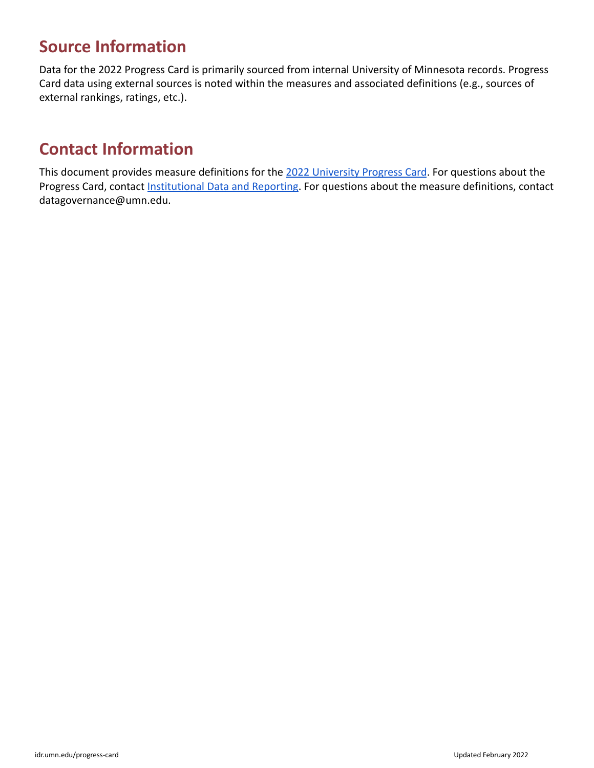## Source Information

Data for the 2022 Progress Card is primarily sourced from internal University of Minnesota records. Progress Card data using external sources is noted within the measures and associated definitions (e.g., sources of external rankings, ratings, etc.).

## Contact Information

This document provides measure definitions for the 2022 University Progress Card. For questions about the Progress Card, contact Institutional Data and Reporting. For questions about the measure definitions, contact datagovernance@umn.edu.